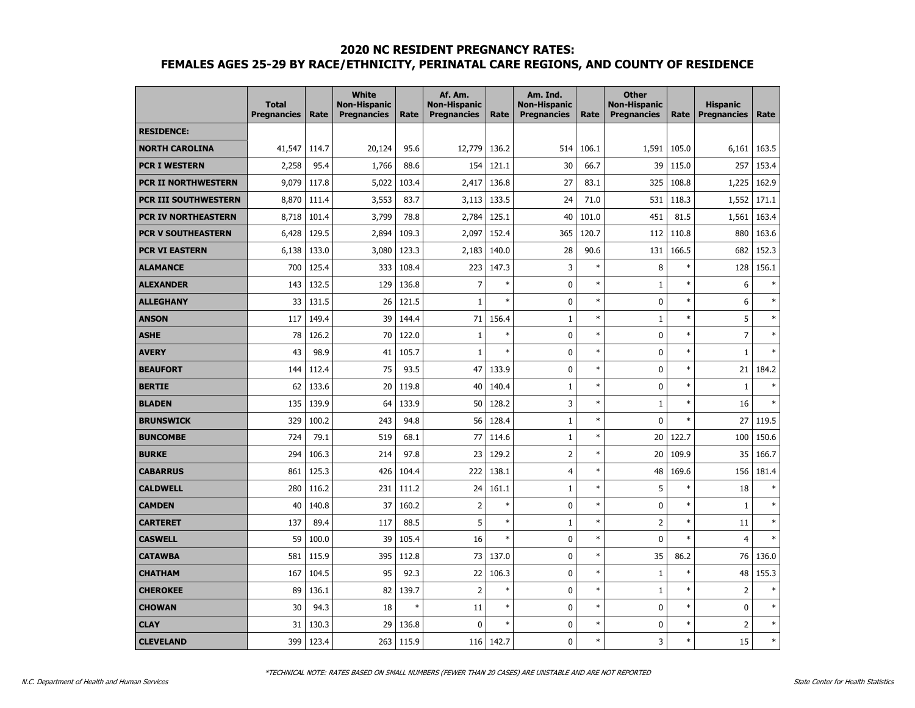# 2020 NC RESIDENT PREGNANCY RATES:
## FEMALES AGES 25-29 BY RACE/ETHNICITY, PERINATAL CARE REGIONS, AND COUNTY OF RESIDENCE

| | Total Pregnancies | Rate | White Non-Hispanic Pregnancies | Rate | Af. Am. Non-Hispanic Pregnancies | Rate | Am. Ind. Non-Hispanic Pregnancies | Rate | Other Non-Hispanic Pregnancies | Rate | Hispanic Pregnancies | Rate |
|---|---|---|---|---|---|---|---|---|---|---|---|---|
| **RESIDENCE:** | | | | | | | | | | | | |
| **NORTH CAROLINA** | 41,547 | 114.7 | 20,124 | 95.6 | 12,779 | 136.2 | 514 | 106.1 | 1,591 | 105.0 | 6,161 | 163.5 |
| **PCR I WESTERN** | 2,258 | 95.4 | 1,766 | 88.6 | 154 | 121.1 | 30 | 66.7 | 39 | 115.0 | 257 | 153.4 |
| **PCR II NORTHWESTERN** | 9,079 | 117.8 | 5,022 | 103.4 | 2,417 | 136.8 | 27 | 83.1 | 325 | 108.8 | 1,225 | 162.9 |
| **PCR III SOUTHWESTERN** | 8,870 | 111.4 | 3,553 | 83.7 | 3,113 | 133.5 | 24 | 71.0 | 531 | 118.3 | 1,552 | 171.1 |
| **PCR IV NORTHEASTERN** | 8,718 | 101.4 | 3,799 | 78.8 | 2,784 | 125.1 | 40 | 101.0 | 451 | 81.5 | 1,561 | 163.4 |
| **PCR V SOUTHEASTERN** | 6,428 | 129.5 | 2,894 | 109.3 | 2,097 | 152.4 | 365 | 120.7 | 112 | 110.8 | 880 | 163.6 |
| **PCR VI EASTERN** | 6,138 | 133.0 | 3,080 | 123.3 | 2,183 | 140.0 | 28 | 90.6 | 131 | 166.5 | 682 | 152.3 |
| **ALAMANCE** | 700 | 125.4 | 333 | 108.4 | 223 | 147.3 | 3 | * | 8 | * | 128 | 156.1 |
| **ALEXANDER** | 143 | 132.5 | 129 | 136.8 | 7 | * | 0 | * | 1 | * | 6 | * |
| **ALLEGHANY** | 33 | 131.5 | 26 | 121.5 | 1 | * | 0 | * | 0 | * | 6 | * |
| **ANSON** | 117 | 149.4 | 39 | 144.4 | 71 | 156.4 | 1 | * | 1 | * | 5 | * |
| **ASHE** | 78 | 126.2 | 70 | 122.0 | 1 | * | 0 | * | 0 | * | 7 | * |
| **AVERY** | 43 | 98.9 | 41 | 105.7 | 1 | * | 0 | * | 0 | * | 1 | * |
| **BEAUFORT** | 144 | 112.4 | 75 | 93.5 | 47 | 133.9 | 0 | * | 0 | * | 21 | 184.2 |
| **BERTIE** | 62 | 133.6 | 20 | 119.8 | 40 | 140.4 | 1 | * | 0 | * | 1 | * |
| **BLADEN** | 135 | 139.9 | 64 | 133.9 | 50 | 128.2 | 3 | * | 1 | * | 16 | * |
| **BRUNSWICK** | 329 | 100.2 | 243 | 94.8 | 56 | 128.4 | 1 | * | 0 | * | 27 | 119.5 |
| **BUNCOMBE** | 724 | 79.1 | 519 | 68.1 | 77 | 114.6 | 1 | * | 20 | 122.7 | 100 | 150.6 |
| **BURKE** | 294 | 106.3 | 214 | 97.8 | 23 | 129.2 | 2 | * | 20 | 109.9 | 35 | 166.7 |
| **CABARRUS** | 861 | 125.3 | 426 | 104.4 | 222 | 138.1 | 4 | * | 48 | 169.6 | 156 | 181.4 |
| **CALDWELL** | 280 | 116.2 | 231 | 111.2 | 24 | 161.1 | 1 | * | 5 | * | 18 | * |
| **CAMDEN** | 40 | 140.8 | 37 | 160.2 | 2 | * | 0 | * | 0 | * | 1 | * |
| **CARTERET** | 137 | 89.4 | 117 | 88.5 | 5 | * | 1 | * | 2 | * | 11 | * |
| **CASWELL** | 59 | 100.0 | 39 | 105.4 | 16 | * | 0 | * | 0 | * | 4 | * |
| **CATAWBA** | 581 | 115.9 | 395 | 112.8 | 73 | 137.0 | 0 | * | 35 | 86.2 | 76 | 136.0 |
| **CHATHAM** | 167 | 104.5 | 95 | 92.3 | 22 | 106.3 | 0 | * | 1 | * | 48 | 155.3 |
| **CHEROKEE** | 89 | 136.1 | 82 | 139.7 | 2 | * | 0 | * | 1 | * | 2 | * |
| **CHOWAN** | 30 | 94.3 | 18 | * | 11 | * | 0 | * | 0 | * | 0 | * |
| **CLAY** | 31 | 130.3 | 29 | 136.8 | 0 | * | 0 | * | 0 | * | 2 | * |
| **CLEVELAND** | 399 | 123.4 | 263 | 115.9 | 116 | 142.7 | 0 | * | 3 | * | 15 | * |

*TECHNICAL NOTE: RATES BASED ON SMALL NUMBERS (FEWER THAN 20 CASES) ARE UNSTABLE AND ARE NOT REPORTED

N.C. Department of Health and Human Services

State Center for Health Statistics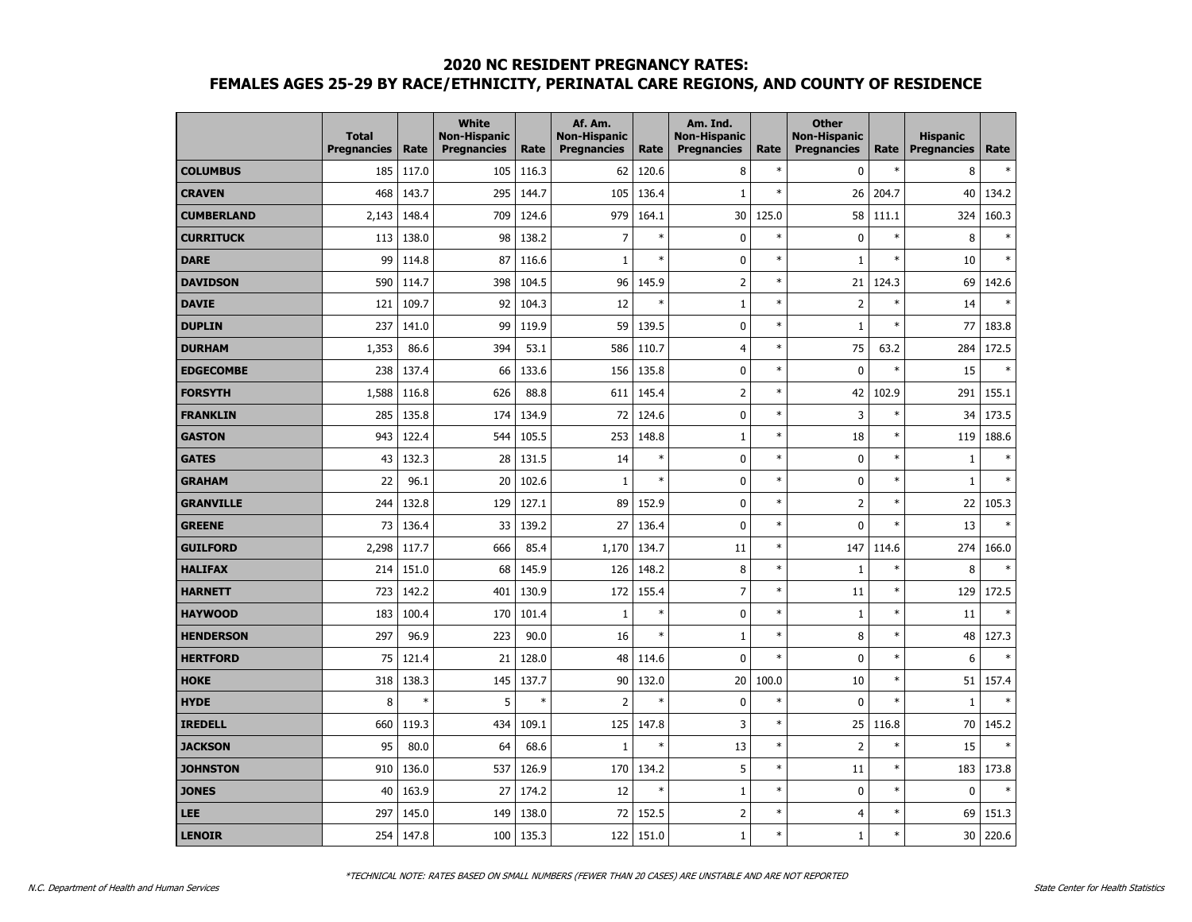## 2020 NC RESIDENT PREGNANCY RATES:
## FEMALES AGES 25-29 BY RACE/ETHNICITY, PERINATAL CARE REGIONS, AND COUNTY OF RESIDENCE

| | Total Pregnancies | Rate | White Non-Hispanic Pregnancies | Rate | Af. Am. Non-Hispanic Pregnancies | Rate | Am. Ind. Non-Hispanic Pregnancies | Rate | Other Non-Hispanic Pregnancies | Rate | Hispanic Pregnancies | Rate |
|---|---|---|---|---|---|---|---|---|---|---|---|---|
| **COLUMBUS** | 185 | 117.0 | 105 | 116.3 | 62 | 120.6 | 8 | * | 0 | * | 8 | * |
| **CRAVEN** | 468 | 143.7 | 295 | 144.7 | 105 | 136.4 | 1 | * | 26 | 204.7 | 40 | 134.2 |
| **CUMBERLAND** | 2,143 | 148.4 | 709 | 124.6 | 979 | 164.1 | 30 | 125.0 | 58 | 111.1 | 324 | 160.3 |
| **CURRITUCK** | 113 | 138.0 | 98 | 138.2 | 7 | * | 0 | * | 0 | * | 8 | * |
| **DARE** | 99 | 114.8 | 87 | 116.6 | 1 | * | 0 | * | 1 | * | 10 | * |
| **DAVIDSON** | 590 | 114.7 | 398 | 104.5 | 96 | 145.9 | 2 | * | 21 | 124.3 | 69 | 142.6 |
| **DAVIE** | 121 | 109.7 | 92 | 104.3 | 12 | * | 1 | * | 2 | * | 14 | * |
| **DUPLIN** | 237 | 141.0 | 99 | 119.9 | 59 | 139.5 | 0 | * | 1 | * | 77 | 183.8 |
| **DURHAM** | 1,353 | 86.6 | 394 | 53.1 | 586 | 110.7 | 4 | * | 75 | 63.2 | 284 | 172.5 |
| **EDGECOMBE** | 238 | 137.4 | 66 | 133.6 | 156 | 135.8 | 0 | * | 0 | * | 15 | * |
| **FORSYTH** | 1,588 | 116.8 | 626 | 88.8 | 611 | 145.4 | 2 | * | 42 | 102.9 | 291 | 155.1 |
| **FRANKLIN** | 285 | 135.8 | 174 | 134.9 | 72 | 124.6 | 0 | * | 3 | * | 34 | 173.5 |
| **GASTON** | 943 | 122.4 | 544 | 105.5 | 253 | 148.8 | 1 | * | 18 | * | 119 | 188.6 |
| **GATES** | 43 | 132.3 | 28 | 131.5 | 14 | * | 0 | * | 0 | * | 1 | * |
| **GRAHAM** | 22 | 96.1 | 20 | 102.6 | 1 | * | 0 | * | 0 | * | 1 | * |
| **GRANVILLE** | 244 | 132.8 | 129 | 127.1 | 89 | 152.9 | 0 | * | 2 | * | 22 | 105.3 |
| **GREENE** | 73 | 136.4 | 33 | 139.2 | 27 | 136.4 | 0 | * | 0 | * | 13 | * |
| **GUILFORD** | 2,298 | 117.7 | 666 | 85.4 | 1,170 | 134.7 | 11 | * | 147 | 114.6 | 274 | 166.0 |
| **HALIFAX** | 214 | 151.0 | 68 | 145.9 | 126 | 148.2 | 8 | * | 1 | * | 8 | * |
| **HARNETT** | 723 | 142.2 | 401 | 130.9 | 172 | 155.4 | 7 | * | 11 | * | 129 | 172.5 |
| **HAYWOOD** | 183 | 100.4 | 170 | 101.4 | 1 | * | 0 | * | 1 | * | 11 | * |
| **HENDERSON** | 297 | 96.9 | 223 | 90.0 | 16 | * | 1 | * | 8 | * | 48 | 127.3 |
| **HERTFORD** | 75 | 121.4 | 21 | 128.0 | 48 | 114.6 | 0 | * | 0 | * | 6 | * |
| **HOKE** | 318 | 138.3 | 145 | 137.7 | 90 | 132.0 | 20 | 100.0 | 10 | * | 51 | 157.4 |
| **HYDE** | 8 | * | 5 | * | 2 | * | 0 | * | 0 | * | 1 | * |
| **IREDELL** | 660 | 119.3 | 434 | 109.1 | 125 | 147.8 | 3 | * | 25 | 116.8 | 70 | 145.2 |
| **JACKSON** | 95 | 80.0 | 64 | 68.6 | 1 | * | 13 | * | 2 | * | 15 | * |
| **JOHNSTON** | 910 | 136.0 | 537 | 126.9 | 170 | 134.2 | 5 | * | 11 | * | 183 | 173.8 |
| **JONES** | 40 | 163.9 | 27 | 174.2 | 12 | * | 1 | * | 0 | * | 0 | * |
| **LEE** | 297 | 145.0 | 149 | 138.0 | 72 | 152.5 | 2 | * | 4 | * | 69 | 151.3 |
| **LENOIR** | 254 | 147.8 | 100 | 135.3 | 122 | 151.0 | 1 | * | 1 | * | 30 | 220.6 |

*TECHNICAL NOTE: RATES BASED ON SMALL NUMBERS (FEWER THAN 20 CASES) ARE UNSTABLE AND ARE NOT REPORTED

*N.C. Department of Health and Human Services* — *State Center for Health Statistics*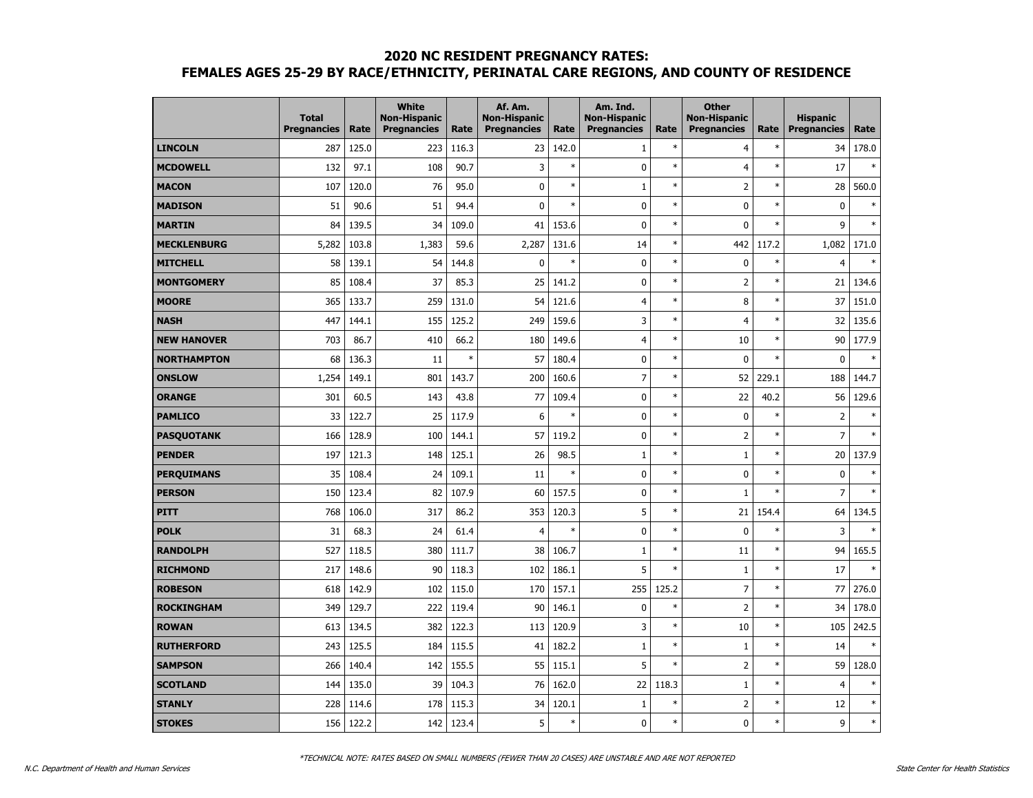## 2020 NC RESIDENT PREGNANCY RATES:
## FEMALES AGES 25-29 BY RACE/ETHNICITY, PERINATAL CARE REGIONS, AND COUNTY OF RESIDENCE

| | Total Pregnancies | Rate | White Non-Hispanic Pregnancies | Rate | Af. Am. Non-Hispanic Pregnancies | Rate | Am. Ind. Non-Hispanic Pregnancies | Rate | Other Non-Hispanic Pregnancies | Rate | Hispanic Pregnancies | Rate |
|---|---|---|---|---|---|---|---|---|---|---|---|---|
| **LINCOLN** | 287 | 125.0 | 223 | 116.3 | 23 | 142.0 | 1 | * | 4 | * | 34 | 178.0 |
| **MCDOWELL** | 132 | 97.1 | 108 | 90.7 | 3 | * | 0 | * | 4 | * | 17 | * |
| **MACON** | 107 | 120.0 | 76 | 95.0 | 0 | * | 1 | * | 2 | * | 28 | 560.0 |
| **MADISON** | 51 | 90.6 | 51 | 94.4 | 0 | * | 0 | * | 0 | * | 0 | * |
| **MARTIN** | 84 | 139.5 | 34 | 109.0 | 41 | 153.6 | 0 | * | 0 | * | 9 | * |
| **MECKLENBURG** | 5,282 | 103.8 | 1,383 | 59.6 | 2,287 | 131.6 | 14 | * | 442 | 117.2 | 1,082 | 171.0 |
| **MITCHELL** | 58 | 139.1 | 54 | 144.8 | 0 | * | 0 | * | 0 | * | 4 | * |
| **MONTGOMERY** | 85 | 108.4 | 37 | 85.3 | 25 | 141.2 | 0 | * | 2 | * | 21 | 134.6 |
| **MOORE** | 365 | 133.7 | 259 | 131.0 | 54 | 121.6 | 4 | * | 8 | * | 37 | 151.0 |
| **NASH** | 447 | 144.1 | 155 | 125.2 | 249 | 159.6 | 3 | * | 4 | * | 32 | 135.6 |
| **NEW HANOVER** | 703 | 86.7 | 410 | 66.2 | 180 | 149.6 | 4 | * | 10 | * | 90 | 177.9 |
| **NORTHAMPTON** | 68 | 136.3 | 11 | * | 57 | 180.4 | 0 | * | 0 | * | 0 | * |
| **ONSLOW** | 1,254 | 149.1 | 801 | 143.7 | 200 | 160.6 | 7 | * | 52 | 229.1 | 188 | 144.7 |
| **ORANGE** | 301 | 60.5 | 143 | 43.8 | 77 | 109.4 | 0 | * | 22 | 40.2 | 56 | 129.6 |
| **PAMLICO** | 33 | 122.7 | 25 | 117.9 | 6 | * | 0 | * | 0 | * | 2 | * |
| **PASQUOTANK** | 166 | 128.9 | 100 | 144.1 | 57 | 119.2 | 0 | * | 2 | * | 7 | * |
| **PENDER** | 197 | 121.3 | 148 | 125.1 | 26 | 98.5 | 1 | * | 1 | * | 20 | 137.9 |
| **PERQUIMANS** | 35 | 108.4 | 24 | 109.1 | 11 | * | 0 | * | 0 | * | 0 | * |
| **PERSON** | 150 | 123.4 | 82 | 107.9 | 60 | 157.5 | 0 | * | 1 | * | 7 | * |
| **PITT** | 768 | 106.0 | 317 | 86.2 | 353 | 120.3 | 5 | * | 21 | 154.4 | 64 | 134.5 |
| **POLK** | 31 | 68.3 | 24 | 61.4 | 4 | * | 0 | * | 0 | * | 3 | * |
| **RANDOLPH** | 527 | 118.5 | 380 | 111.7 | 38 | 106.7 | 1 | * | 11 | * | 94 | 165.5 |
| **RICHMOND** | 217 | 148.6 | 90 | 118.3 | 102 | 186.1 | 5 | * | 1 | * | 17 | * |
| **ROBESON** | 618 | 142.9 | 102 | 115.0 | 170 | 157.1 | 255 | 125.2 | 7 | * | 77 | 276.0 |
| **ROCKINGHAM** | 349 | 129.7 | 222 | 119.4 | 90 | 146.1 | 0 | * | 2 | * | 34 | 178.0 |
| **ROWAN** | 613 | 134.5 | 382 | 122.3 | 113 | 120.9 | 3 | * | 10 | * | 105 | 242.5 |
| **RUTHERFORD** | 243 | 125.5 | 184 | 115.5 | 41 | 182.2 | 1 | * | 1 | * | 14 | * |
| **SAMPSON** | 266 | 140.4 | 142 | 155.5 | 55 | 115.1 | 5 | * | 2 | * | 59 | 128.0 |
| **SCOTLAND** | 144 | 135.0 | 39 | 104.3 | 76 | 162.0 | 22 | 118.3 | 1 | * | 4 | * |
| **STANLY** | 228 | 114.6 | 178 | 115.3 | 34 | 120.1 | 1 | * | 2 | * | 12 | * |
| **STOKES** | 156 | 122.2 | 142 | 123.4 | 5 | * | 0 | * | 0 | * | 9 | * |

*TECHNICAL NOTE: RATES BASED ON SMALL NUMBERS (FEWER THAN 20 CASES) ARE UNSTABLE AND ARE NOT REPORTED

N.C. Department of Health and Human Services

State Center for Health Statistics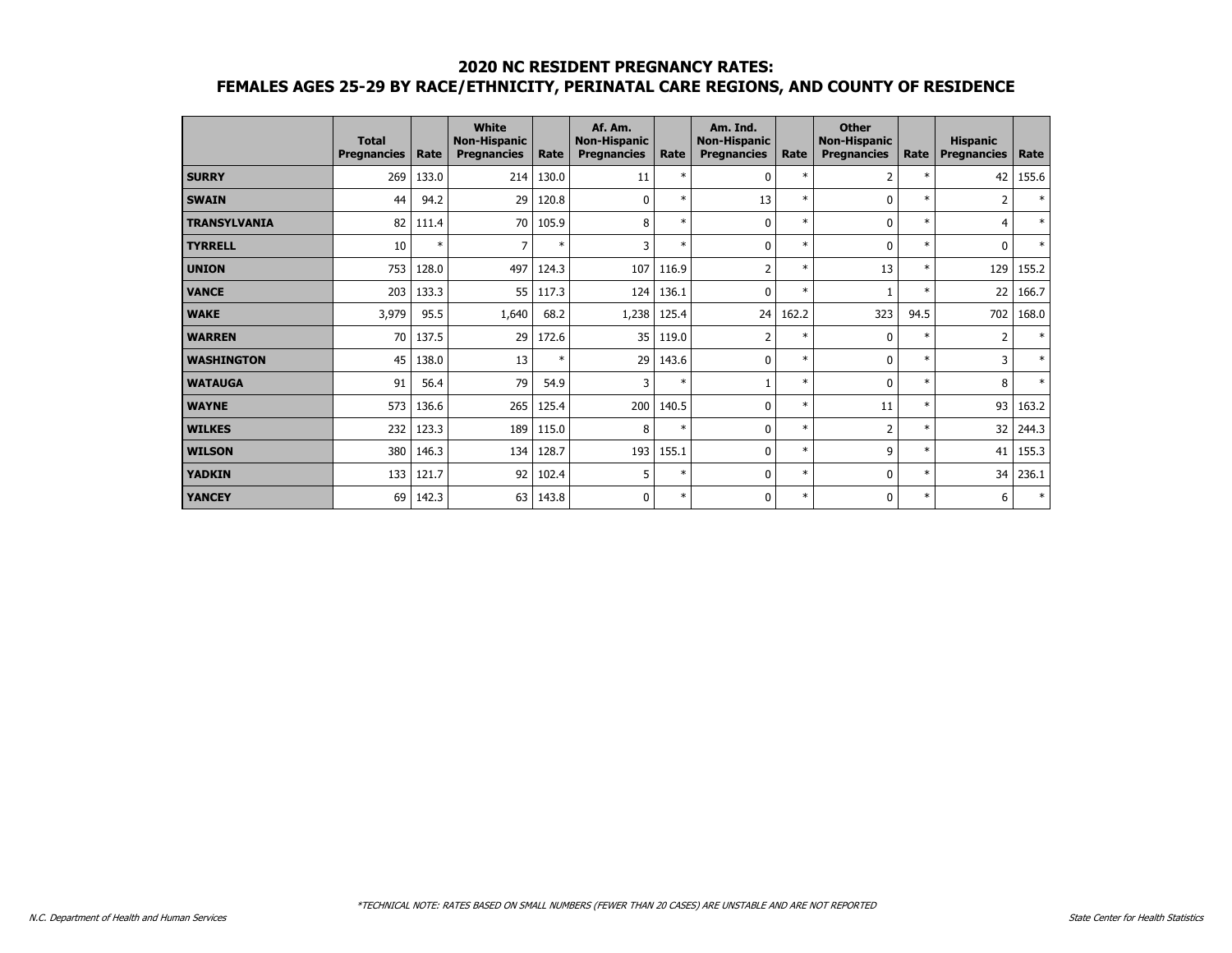## 2020 NC RESIDENT PREGNANCY RATES:
## FEMALES AGES 25-29 BY RACE/ETHNICITY, PERINATAL CARE REGIONS, AND COUNTY OF RESIDENCE

| | Total Pregnancies | Rate | White Non-Hispanic Pregnancies | Rate | Af. Am. Non-Hispanic Pregnancies | Rate | Am. Ind. Non-Hispanic Pregnancies | Rate | Other Non-Hispanic Pregnancies | Rate | Hispanic Pregnancies | Rate |
|---|---|---|---|---|---|---|---|---|---|---|---|---|
| **SURRY** | 269 | 133.0 | 214 | 130.0 | 11 | * | 0 | * | 2 | * | 42 | 155.6 |
| **SWAIN** | 44 | 94.2 | 29 | 120.8 | 0 | * | 13 | * | 0 | * | 2 | * |
| **TRANSYLVANIA** | 82 | 111.4 | 70 | 105.9 | 8 | * | 0 | * | 0 | * | 4 | * |
| **TYRRELL** | 10 | * | 7 | * | 3 | * | 0 | * | 0 | * | 0 | * |
| **UNION** | 753 | 128.0 | 497 | 124.3 | 107 | 116.9 | 2 | * | 13 | * | 129 | 155.2 |
| **VANCE** | 203 | 133.3 | 55 | 117.3 | 124 | 136.1 | 0 | * | 1 | * | 22 | 166.7 |
| **WAKE** | 3,979 | 95.5 | 1,640 | 68.2 | 1,238 | 125.4 | 24 | 162.2 | 323 | 94.5 | 702 | 168.0 |
| **WARREN** | 70 | 137.5 | 29 | 172.6 | 35 | 119.0 | 2 | * | 0 | * | 2 | * |
| **WASHINGTON** | 45 | 138.0 | 13 | * | 29 | 143.6 | 0 | * | 0 | * | 3 | * |
| **WATAUGA** | 91 | 56.4 | 79 | 54.9 | 3 | * | 1 | * | 0 | * | 8 | * |
| **WAYNE** | 573 | 136.6 | 265 | 125.4 | 200 | 140.5 | 0 | * | 11 | * | 93 | 163.2 |
| **WILKES** | 232 | 123.3 | 189 | 115.0 | 8 | * | 0 | * | 2 | * | 32 | 244.3 |
| **WILSON** | 380 | 146.3 | 134 | 128.7 | 193 | 155.1 | 0 | * | 9 | * | 41 | 155.3 |
| **YADKIN** | 133 | 121.7 | 92 | 102.4 | 5 | * | 0 | * | 0 | * | 34 | 236.1 |
| **YANCEY** | 69 | 142.3 | 63 | 143.8 | 0 | * | 0 | * | 0 | * | 6 | * |

*TECHNICAL NOTE: RATES BASED ON SMALL NUMBERS (FEWER THAN 20 CASES) ARE UNSTABLE AND ARE NOT REPORTED

N.C. Department of Health and Human Services

State Center for Health Statistics